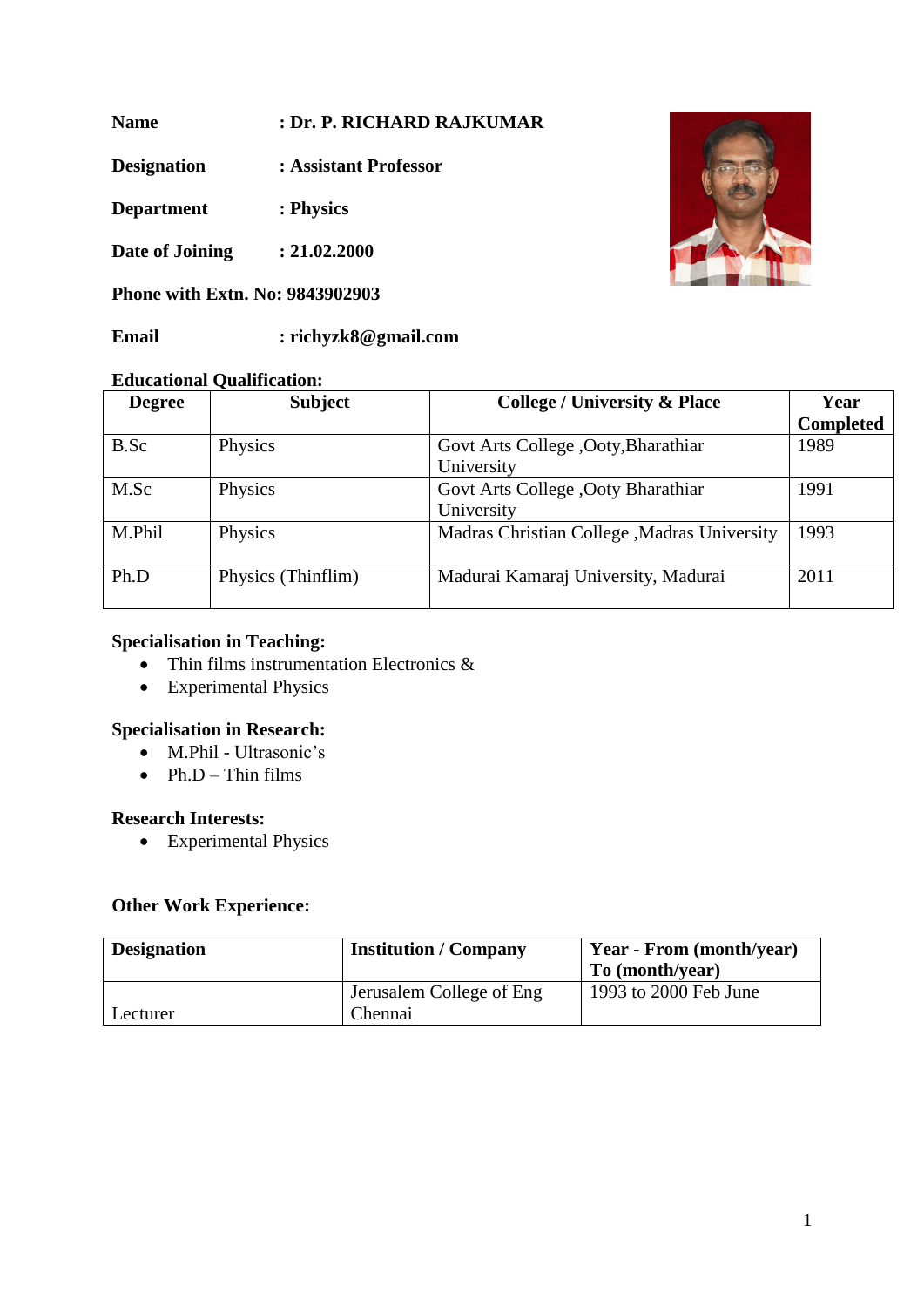**Name** : **Dr. P. RICHARD RAJKUMAR**

**Designation** : **Assistant Professor**

**Department** : **Physics**

**Date of Joining** : **21.02.2000**

**Phone with Extn. No: 9843902903**

**Email** : **richyzk8@gmail.com**

**Educational Qualification:**

| Degree | Subject | College / University & Place | Year Completed |
|---|---|---|---|
| B.Sc | Physics | Govt Arts College ,Ooty,Bharathiar University | 1989 |
| M.Sc | Physics | Govt Arts College ,Ooty Bharathiar University | 1991 |
| M.Phil | Physics | Madras Christian College ,Madras University | 1993 |
| Ph.D | Physics (Thinflim) | Madurai Kamaraj University, Madurai | 2011 |

**Specialisation in Teaching:**

- Thin films instrumentation Electronics &
- Experimental Physics

**Specialisation in Research:**

- M.Phil - Ultrasonic's
- Ph.D – Thin films

**Research Interests:**

- Experimental Physics

**Other Work Experience:**

| Designation | Institution / Company | Year - From (month/year) To (month/year) |
|---|---|---|
| Lecturer | Jerusalem College of Eng Chennai | 1993 to 2000 Feb June |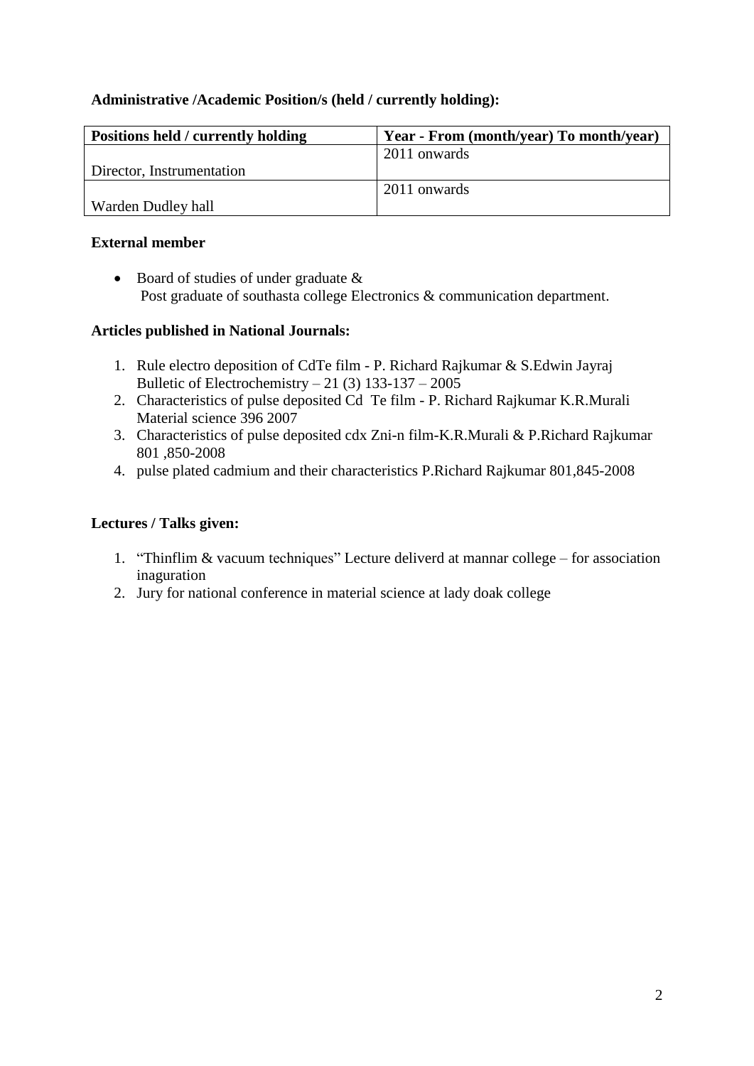**Administrative /Academic Position/s (held / currently holding):**

| Positions held / currently holding | Year - From (month/year) To month/year) |
|---|---|
| Director, Instrumentation | 2011 onwards |
| Warden Dudley hall | 2011 onwards |

**External member**

- Board of studies of under graduate & Post graduate of southasta college Electronics & communication department.

**Articles published in National Journals:**

1. Rule electro deposition of CdTe film - P. Richard Rajkumar & S.Edwin Jayraj Bulletic of Electrochemistry – 21 (3) 133-137 – 2005
2. Characteristics of pulse deposited Cd Te film - P. Richard Rajkumar K.R.Murali Material science 396 2007
3. Characteristics of pulse deposited cdx Zni-n film-K.R.Murali & P.Richard Rajkumar 801 ,850-2008
4. pulse plated cadmium and their characteristics P.Richard Rajkumar 801,845-2008

**Lectures / Talks given:**

1. "Thinflim & vacuum techniques" Lecture deliverd at mannar college – for association inaguration
2. Jury for national conference in material science at lady doak college